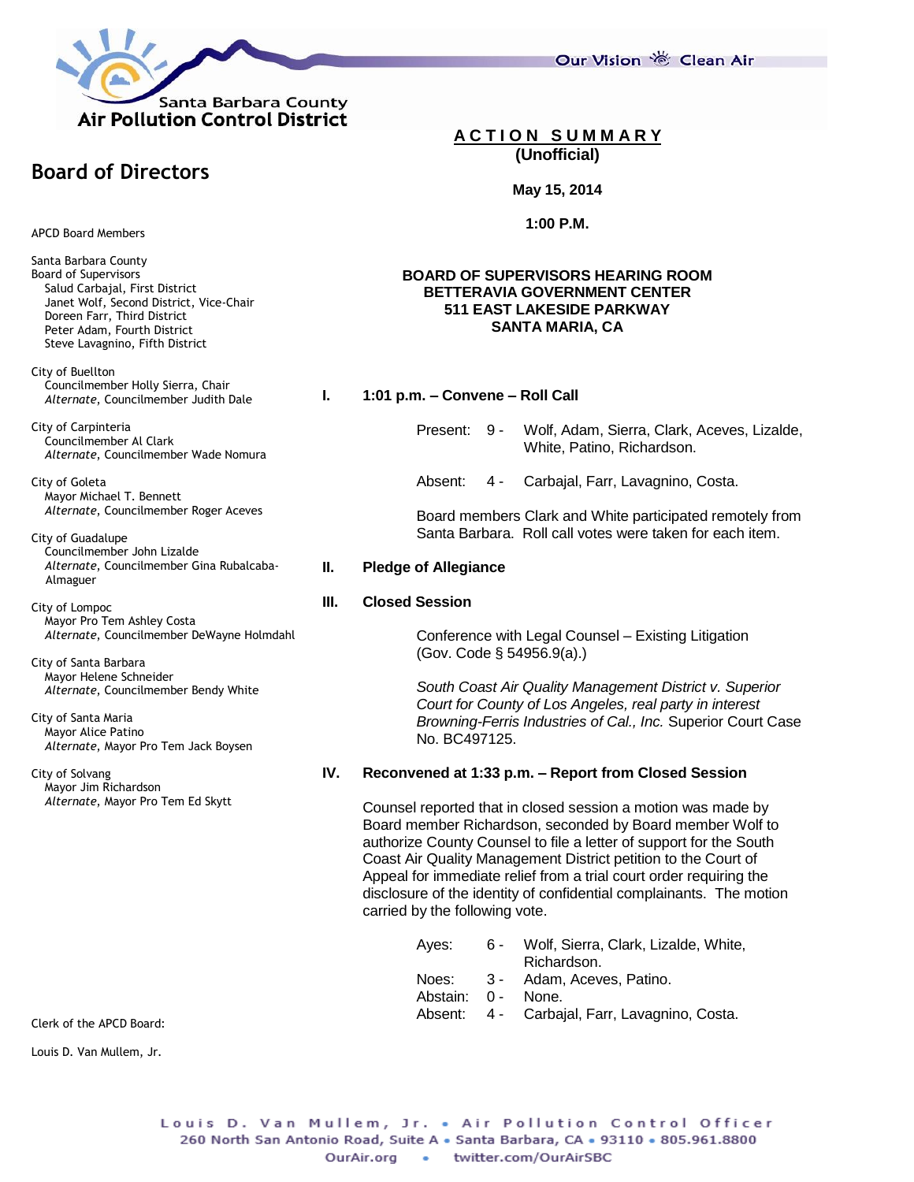Santa Barbara County
Air Pollution Control District

Our Vision Clean Air

# Board of Directors

APCD Board Members

Santa Barbara County
Board of Supervisors
Salud Carbajal, First District
Janet Wolf, Second District, Vice-Chair
Doreen Farr, Third District
Peter Adam, Fourth District
Steve Lavagnino, Fifth District

City of Buellton
Councilmember Holly Sierra, Chair
*Alternate*, Councilmember Judith Dale

City of Carpinteria
Councilmember Al Clark
*Alternate*, Councilmember Wade Nomura

City of Goleta
Mayor Michael T. Bennett
*Alternate*, Councilmember Roger Aceves

City of Guadalupe
Councilmember John Lizalde
*Alternate*, Councilmember Gina Rubalcaba-Almaguer

City of Lompoc
Mayor Pro Tem Ashley Costa
*Alternate*, Councilmember DeWayne Holmdahl

City of Santa Barbara
Mayor Helene Schneider
*Alternate*, Councilmember Bendy White

City of Santa Maria
Mayor Alice Patino
*Alternate*, Mayor Pro Tem Jack Boysen

City of Solvang
Mayor Jim Richardson
*Alternate*, Mayor Pro Tem Ed Skytt

Clerk of the APCD Board:

Louis D. Van Mullem, Jr.

## ACTION SUMMARY
**(Unofficial)**

**May 15, 2014**

**1:00 P.M.**

**BOARD OF SUPERVISORS HEARING ROOM**
**BETTERAVIA GOVERNMENT CENTER**
**511 EAST LAKESIDE PARKWAY**
**SANTA MARIA, CA**

### I. 1:01 p.m. – Convene – Roll Call

Present: 9 - Wolf, Adam, Sierra, Clark, Aceves, Lizalde, White, Patino, Richardson.

Absent: 4 - Carbajal, Farr, Lavagnino, Costa.

Board members Clark and White participated remotely from Santa Barbara. Roll call votes were taken for each item.

### II. Pledge of Allegiance

### III. Closed Session

Conference with Legal Counsel – Existing Litigation (Gov. Code § 54956.9(a).)

*South Coast Air Quality Management District v. Superior Court for County of Los Angeles, real party in interest Browning-Ferris Industries of Cal., Inc.* Superior Court Case No. BC497125.

### IV. Reconvened at 1:33 p.m. – Report from Closed Session

Counsel reported that in closed session a motion was made by Board member Richardson, seconded by Board member Wolf to authorize County Counsel to file a letter of support for the South Coast Air Quality Management District petition to the Court of Appeal for immediate relief from a trial court order requiring the disclosure of the identity of confidential complainants. The motion carried by the following vote.

Ayes: 6 - Wolf, Sierra, Clark, Lizalde, White, Richardson.
Noes: 3 - Adam, Aceves, Patino.
Abstain: 0 - None.
Absent: 4 - Carbajal, Farr, Lavagnino, Costa.

Louis D. Van Mullem, Jr. • Air Pollution Control Officer
260 North San Antonio Road, Suite A • Santa Barbara, CA • 93110 • 805.961.8800
OurAir.org • twitter.com/OurAirSBC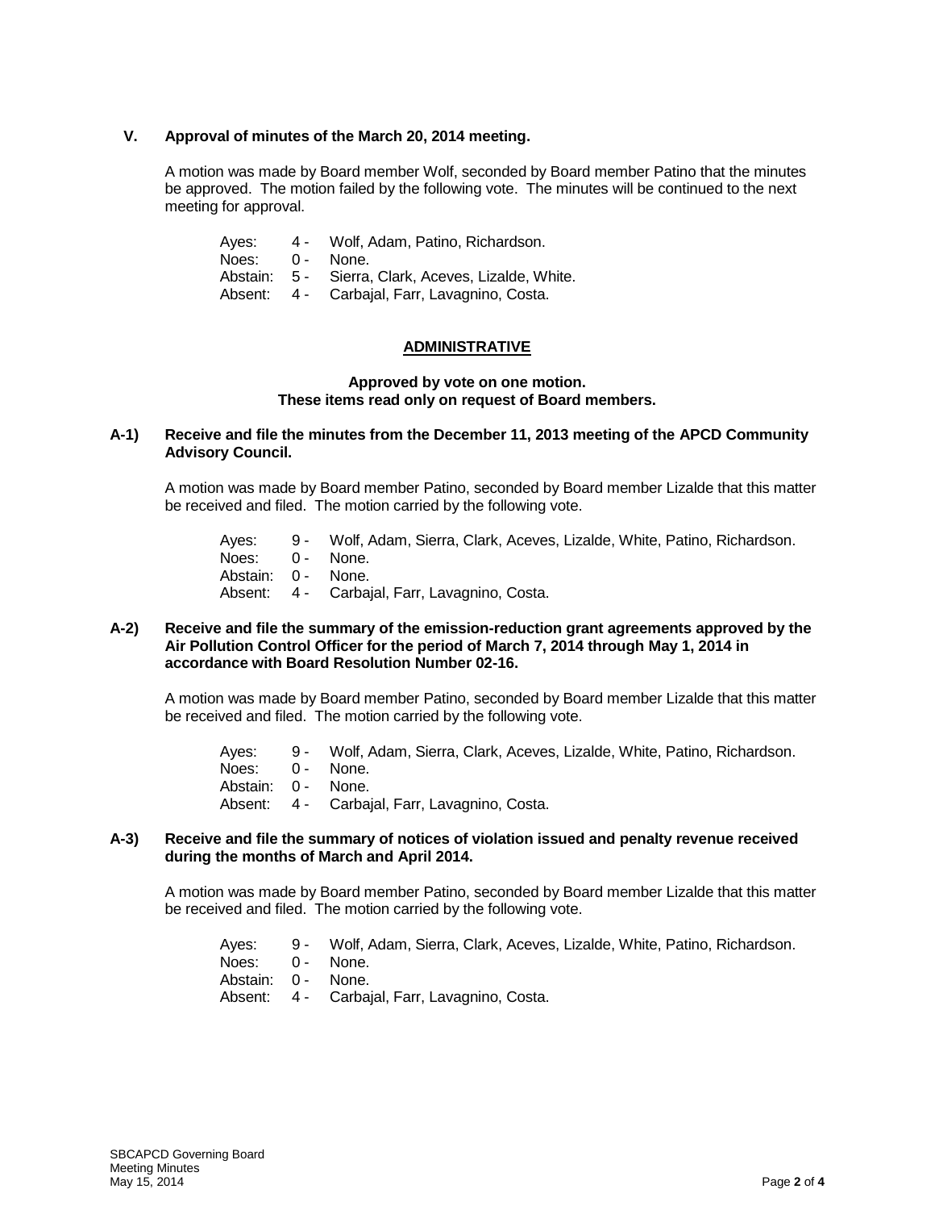**V. Approval of minutes of the March 20, 2014 meeting.**

A motion was made by Board member Wolf, seconded by Board member Patino that the minutes be approved. The motion failed by the following vote. The minutes will be continued to the next meeting for approval.

| | | |
|---|---|---|
| Ayes: | 4 - | Wolf, Adam, Patino, Richardson. |
| Noes: | 0 - | None. |
| Abstain: | 5 - | Sierra, Clark, Aceves, Lizalde, White. |
| Absent: | 4 - | Carbajal, Farr, Lavagnino, Costa. |

## ADMINISTRATIVE

**Approved by vote on one motion.**
**These items read only on request of Board members.**

**A-1) Receive and file the minutes from the December 11, 2013 meeting of the APCD Community Advisory Council.**

A motion was made by Board member Patino, seconded by Board member Lizalde that this matter be received and filed. The motion carried by the following vote.

| | | |
|---|---|---|
| Ayes: | 9 - | Wolf, Adam, Sierra, Clark, Aceves, Lizalde, White, Patino, Richardson. |
| Noes: | 0 - | None. |
| Abstain: | 0 - | None. |
| Absent: | 4 - | Carbajal, Farr, Lavagnino, Costa. |

**A-2) Receive and file the summary of the emission-reduction grant agreements approved by the Air Pollution Control Officer for the period of March 7, 2014 through May 1, 2014 in accordance with Board Resolution Number 02-16.**

A motion was made by Board member Patino, seconded by Board member Lizalde that this matter be received and filed. The motion carried by the following vote.

| | | |
|---|---|---|
| Ayes: | 9 - | Wolf, Adam, Sierra, Clark, Aceves, Lizalde, White, Patino, Richardson. |
| Noes: | 0 - | None. |
| Abstain: | 0 - | None. |
| Absent: | 4 - | Carbajal, Farr, Lavagnino, Costa. |

**A-3) Receive and file the summary of notices of violation issued and penalty revenue received during the months of March and April 2014.**

A motion was made by Board member Patino, seconded by Board member Lizalde that this matter be received and filed. The motion carried by the following vote.

| | | |
|---|---|---|
| Ayes: | 9 - | Wolf, Adam, Sierra, Clark, Aceves, Lizalde, White, Patino, Richardson. |
| Noes: | 0 - | None. |
| Abstain: | 0 - | None. |
| Absent: | 4 - | Carbajal, Farr, Lavagnino, Costa. |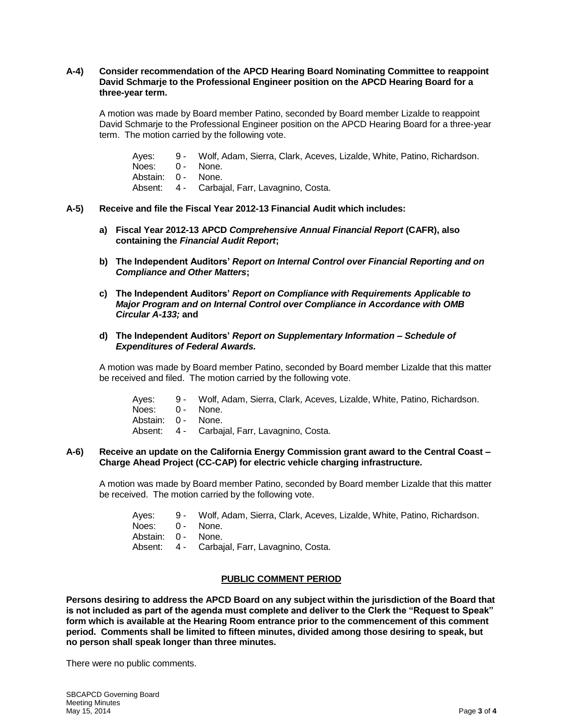**A-4) Consider recommendation of the APCD Hearing Board Nominating Committee to reappoint David Schmarje to the Professional Engineer position on the APCD Hearing Board for a three-year term.**

A motion was made by Board member Patino, seconded by Board member Lizalde to reappoint David Schmarje to the Professional Engineer position on the APCD Hearing Board for a three-year term. The motion carried by the following vote.

Ayes: 9 - Wolf, Adam, Sierra, Clark, Aceves, Lizalde, White, Patino, Richardson.
Noes: 0 - None.
Abstain: 0 - None.
Absent: 4 - Carbajal, Farr, Lavagnino, Costa.

**A-5) Receive and file the Fiscal Year 2012-13 Financial Audit which includes:**

**a) Fiscal Year 2012-13 APCD *Comprehensive Annual Financial Report* (CAFR), also containing the *Financial Audit Report*;**

**b) The Independent Auditors' *Report on Internal Control over Financial Reporting and on Compliance and Other Matters*;**

**c) The Independent Auditors' *Report on Compliance with Requirements Applicable to Major Program and on Internal Control over Compliance in Accordance with OMB Circular A-133;* and**

**d) The Independent Auditors' *Report on Supplementary Information – Schedule of Expenditures of Federal Awards.***

A motion was made by Board member Patino, seconded by Board member Lizalde that this matter be received and filed. The motion carried by the following vote.

Ayes: 9 - Wolf, Adam, Sierra, Clark, Aceves, Lizalde, White, Patino, Richardson.
Noes: 0 - None.
Abstain: 0 - None.
Absent: 4 - Carbajal, Farr, Lavagnino, Costa.

**A-6) Receive an update on the California Energy Commission grant award to the Central Coast – Charge Ahead Project (CC-CAP) for electric vehicle charging infrastructure.**

A motion was made by Board member Patino, seconded by Board member Lizalde that this matter be received. The motion carried by the following vote.

Ayes: 9 - Wolf, Adam, Sierra, Clark, Aceves, Lizalde, White, Patino, Richardson.
Noes: 0 - None.
Abstain: 0 - None.
Absent: 4 - Carbajal, Farr, Lavagnino, Costa.

## PUBLIC COMMENT PERIOD

**Persons desiring to address the APCD Board on any subject within the jurisdiction of the Board that is not included as part of the agenda must complete and deliver to the Clerk the "Request to Speak" form which is available at the Hearing Room entrance prior to the commencement of this comment period. Comments shall be limited to fifteen minutes, divided among those desiring to speak, but no person shall speak longer than three minutes.**

There were no public comments.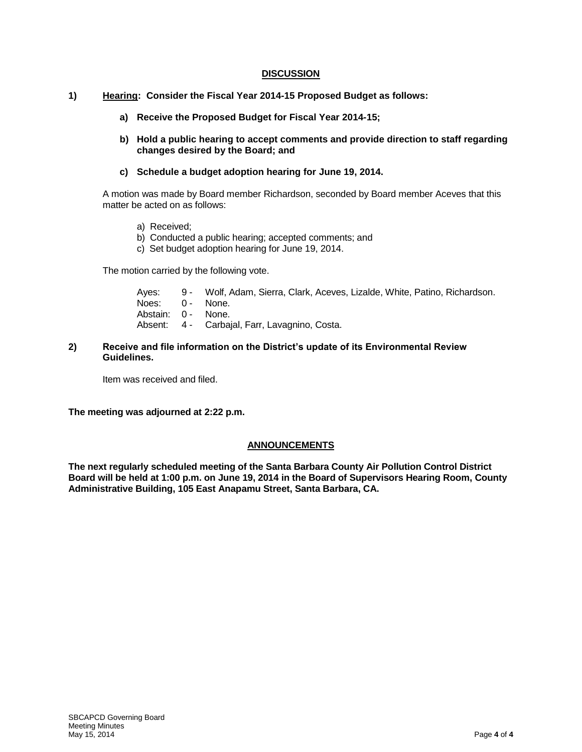## DISCUSSION

**1) <u>Hearing</u>: Consider the Fiscal Year 2014-15 Proposed Budget as follows:**

**a) Receive the Proposed Budget for Fiscal Year 2014-15;**

**b) Hold a public hearing to accept comments and provide direction to staff regarding changes desired by the Board; and**

**c) Schedule a budget adoption hearing for June 19, 2014.**

A motion was made by Board member Richardson, seconded by Board member Aceves that this matter be acted on as follows:

a) Received;
b) Conducted a public hearing; accepted comments; and
c) Set budget adoption hearing for June 19, 2014.

The motion carried by the following vote.

| | | |
|---|---|---|
| Ayes: | 9 - | Wolf, Adam, Sierra, Clark, Aceves, Lizalde, White, Patino, Richardson. |
| Noes: | 0 - | None. |
| Abstain: | 0 - | None. |
| Absent: | 4 - | Carbajal, Farr, Lavagnino, Costa. |

**2) Receive and file information on the District's update of its Environmental Review Guidelines.**

Item was received and filed.

**The meeting was adjourned at 2:22 p.m.**

## ANNOUNCEMENTS

**The next regularly scheduled meeting of the Santa Barbara County Air Pollution Control District Board will be held at 1:00 p.m. on June 19, 2014 in the Board of Supervisors Hearing Room, County Administrative Building, 105 East Anapamu Street, Santa Barbara, CA.**